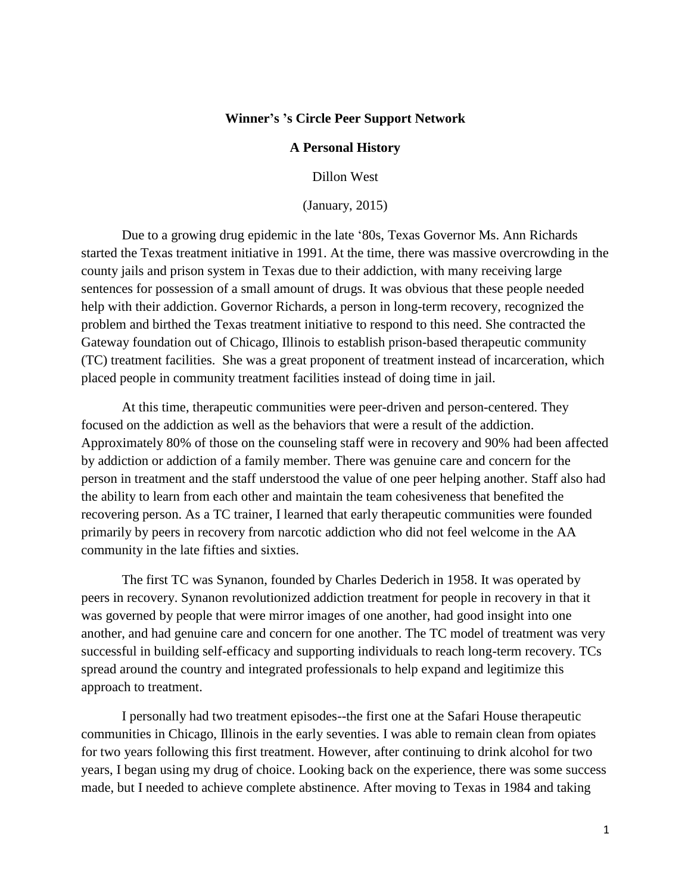**Winner's 's Circle Peer Support Network**

**A Personal History**

Dillon West

(January, 2015)

Due to a growing drug epidemic in the late '80s, Texas Governor Ms. Ann Richards started the Texas treatment initiative in 1991. At the time, there was massive overcrowding in the county jails and prison system in Texas due to their addiction, with many receiving large sentences for possession of a small amount of drugs. It was obvious that these people needed help with their addiction. Governor Richards, a person in long-term recovery, recognized the problem and birthed the Texas treatment initiative to respond to this need. She contracted the Gateway foundation out of Chicago, Illinois to establish prison-based therapeutic community (TC) treatment facilities. She was a great proponent of treatment instead of incarceration, which placed people in community treatment facilities instead of doing time in jail.

At this time, therapeutic communities were peer-driven and person-centered. They focused on the addiction as well as the behaviors that were a result of the addiction. Approximately 80% of those on the counseling staff were in recovery and 90% had been affected by addiction or addiction of a family member. There was genuine care and concern for the person in treatment and the staff understood the value of one peer helping another. Staff also had the ability to learn from each other and maintain the team cohesiveness that benefited the recovering person. As a TC trainer, I learned that early therapeutic communities were founded primarily by peers in recovery from narcotic addiction who did not feel welcome in the AA community in the late fifties and sixties.

The first TC was Synanon, founded by Charles Dederich in 1958. It was operated by peers in recovery. Synanon revolutionized addiction treatment for people in recovery in that it was governed by people that were mirror images of one another, had good insight into one another, and had genuine care and concern for one another. The TC model of treatment was very successful in building self-efficacy and supporting individuals to reach long-term recovery. TCs spread around the country and integrated professionals to help expand and legitimize this approach to treatment.

I personally had two treatment episodes--the first one at the Safari House therapeutic communities in Chicago, Illinois in the early seventies. I was able to remain clean from opiates for two years following this first treatment. However, after continuing to drink alcohol for two years, I began using my drug of choice. Looking back on the experience, there was some success made, but I needed to achieve complete abstinence. After moving to Texas in 1984 and taking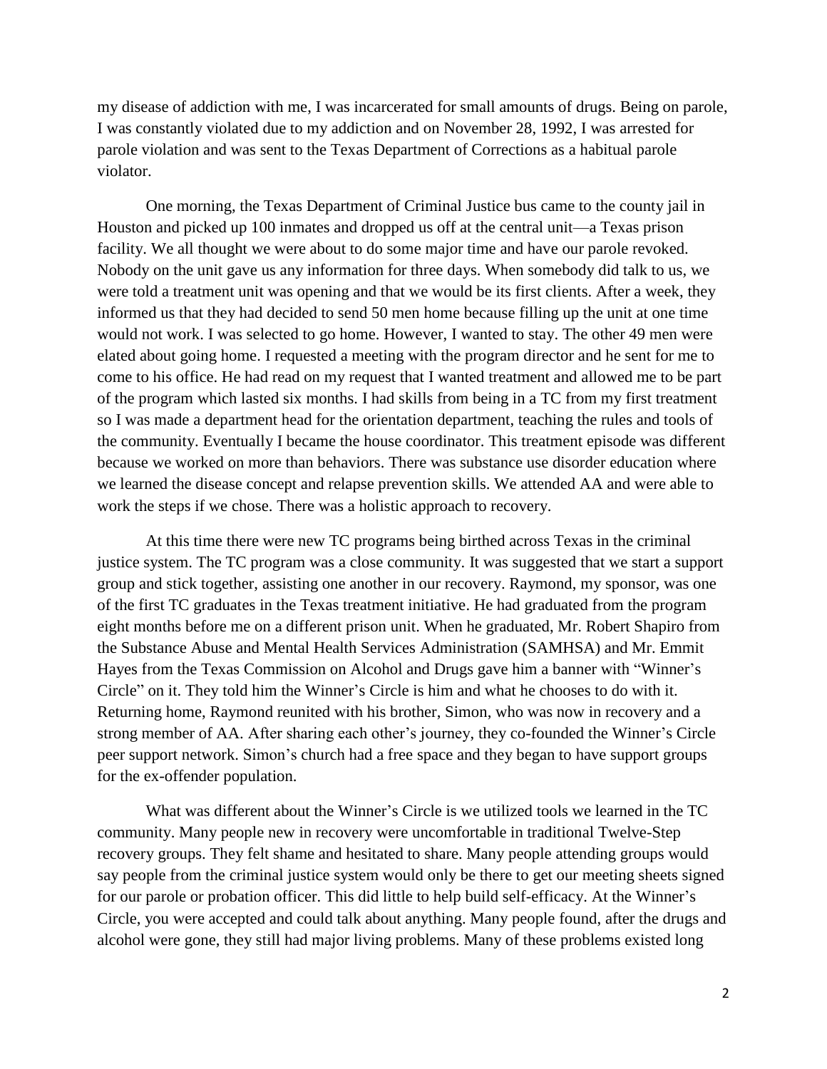my disease of addiction with me, I was incarcerated for small amounts of drugs. Being on parole, I was constantly violated due to my addiction and on November 28, 1992, I was arrested for parole violation and was sent to the Texas Department of Corrections as a habitual parole violator.

One morning, the Texas Department of Criminal Justice bus came to the county jail in Houston and picked up 100 inmates and dropped us off at the central unit—a Texas prison facility. We all thought we were about to do some major time and have our parole revoked. Nobody on the unit gave us any information for three days. When somebody did talk to us, we were told a treatment unit was opening and that we would be its first clients. After a week, they informed us that they had decided to send 50 men home because filling up the unit at one time would not work. I was selected to go home. However, I wanted to stay. The other 49 men were elated about going home. I requested a meeting with the program director and he sent for me to come to his office. He had read on my request that I wanted treatment and allowed me to be part of the program which lasted six months. I had skills from being in a TC from my first treatment so I was made a department head for the orientation department, teaching the rules and tools of the community. Eventually I became the house coordinator. This treatment episode was different because we worked on more than behaviors. There was substance use disorder education where we learned the disease concept and relapse prevention skills. We attended AA and were able to work the steps if we chose. There was a holistic approach to recovery.

At this time there were new TC programs being birthed across Texas in the criminal justice system. The TC program was a close community. It was suggested that we start a support group and stick together, assisting one another in our recovery. Raymond, my sponsor, was one of the first TC graduates in the Texas treatment initiative. He had graduated from the program eight months before me on a different prison unit. When he graduated, Mr. Robert Shapiro from the Substance Abuse and Mental Health Services Administration (SAMHSA) and Mr. Emmit Hayes from the Texas Commission on Alcohol and Drugs gave him a banner with "Winner's Circle" on it. They told him the Winner's Circle is him and what he chooses to do with it. Returning home, Raymond reunited with his brother, Simon, who was now in recovery and a strong member of AA. After sharing each other's journey, they co-founded the Winner's Circle peer support network. Simon's church had a free space and they began to have support groups for the ex-offender population.

What was different about the Winner's Circle is we utilized tools we learned in the TC community. Many people new in recovery were uncomfortable in traditional Twelve-Step recovery groups. They felt shame and hesitated to share. Many people attending groups would say people from the criminal justice system would only be there to get our meeting sheets signed for our parole or probation officer. This did little to help build self-efficacy. At the Winner's Circle, you were accepted and could talk about anything. Many people found, after the drugs and alcohol were gone, they still had major living problems. Many of these problems existed long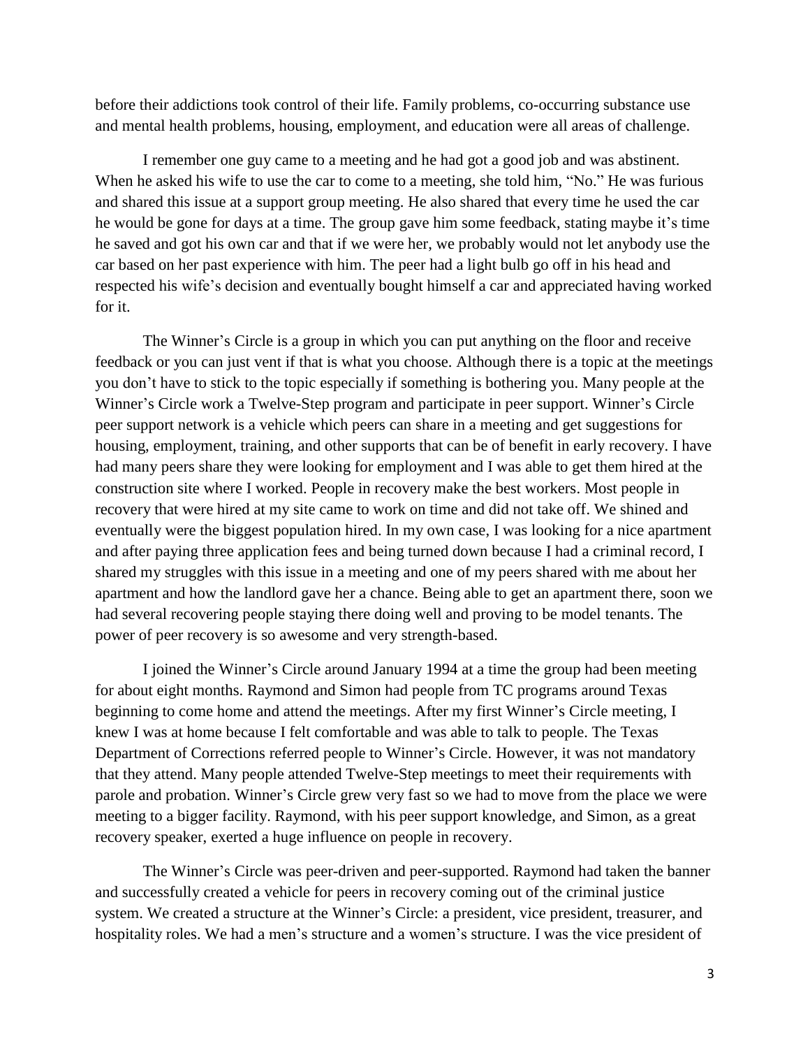before their addictions took control of their life. Family problems, co-occurring substance use and mental health problems, housing, employment, and education were all areas of challenge.

I remember one guy came to a meeting and he had got a good job and was abstinent. When he asked his wife to use the car to come to a meeting, she told him, "No." He was furious and shared this issue at a support group meeting. He also shared that every time he used the car he would be gone for days at a time. The group gave him some feedback, stating maybe it's time he saved and got his own car and that if we were her, we probably would not let anybody use the car based on her past experience with him. The peer had a light bulb go off in his head and respected his wife's decision and eventually bought himself a car and appreciated having worked for it.

The Winner's Circle is a group in which you can put anything on the floor and receive feedback or you can just vent if that is what you choose. Although there is a topic at the meetings you don't have to stick to the topic especially if something is bothering you. Many people at the Winner's Circle work a Twelve-Step program and participate in peer support. Winner's Circle peer support network is a vehicle which peers can share in a meeting and get suggestions for housing, employment, training, and other supports that can be of benefit in early recovery. I have had many peers share they were looking for employment and I was able to get them hired at the construction site where I worked. People in recovery make the best workers. Most people in recovery that were hired at my site came to work on time and did not take off. We shined and eventually were the biggest population hired. In my own case, I was looking for a nice apartment and after paying three application fees and being turned down because I had a criminal record, I shared my struggles with this issue in a meeting and one of my peers shared with me about her apartment and how the landlord gave her a chance. Being able to get an apartment there, soon we had several recovering people staying there doing well and proving to be model tenants. The power of peer recovery is so awesome and very strength-based.

I joined the Winner's Circle around January 1994 at a time the group had been meeting for about eight months. Raymond and Simon had people from TC programs around Texas beginning to come home and attend the meetings. After my first Winner's Circle meeting, I knew I was at home because I felt comfortable and was able to talk to people. The Texas Department of Corrections referred people to Winner's Circle. However, it was not mandatory that they attend. Many people attended Twelve-Step meetings to meet their requirements with parole and probation. Winner's Circle grew very fast so we had to move from the place we were meeting to a bigger facility. Raymond, with his peer support knowledge, and Simon, as a great recovery speaker, exerted a huge influence on people in recovery.

The Winner's Circle was peer-driven and peer-supported. Raymond had taken the banner and successfully created a vehicle for peers in recovery coming out of the criminal justice system. We created a structure at the Winner's Circle: a president, vice president, treasurer, and hospitality roles. We had a men's structure and a women's structure. I was the vice president of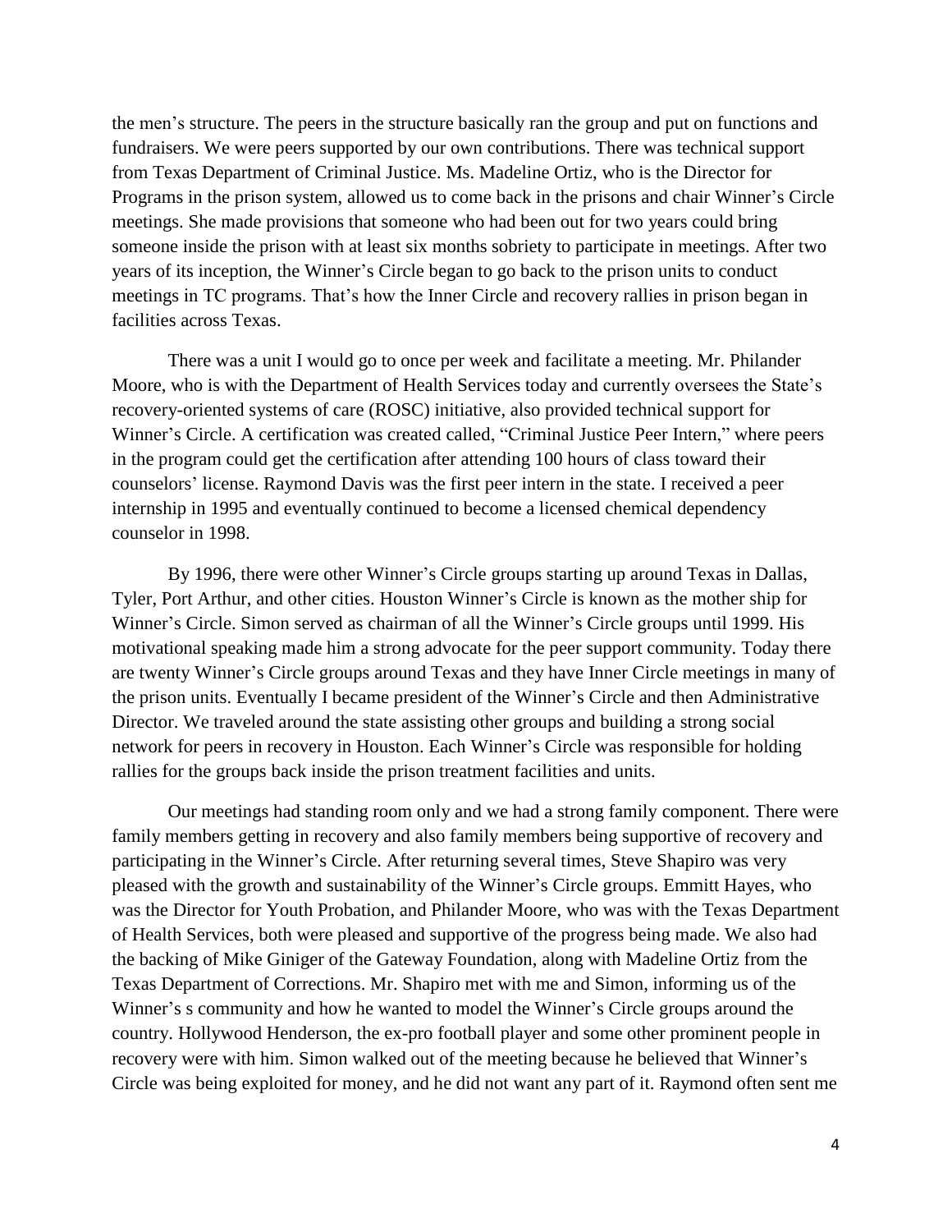the men's structure. The peers in the structure basically ran the group and put on functions and fundraisers. We were peers supported by our own contributions. There was technical support from Texas Department of Criminal Justice. Ms. Madeline Ortiz, who is the Director for Programs in the prison system, allowed us to come back in the prisons and chair Winner's Circle meetings. She made provisions that someone who had been out for two years could bring someone inside the prison with at least six months sobriety to participate in meetings. After two years of its inception, the Winner's Circle began to go back to the prison units to conduct meetings in TC programs. That's how the Inner Circle and recovery rallies in prison began in facilities across Texas.

There was a unit I would go to once per week and facilitate a meeting. Mr. Philander Moore, who is with the Department of Health Services today and currently oversees the State's recovery-oriented systems of care (ROSC) initiative, also provided technical support for Winner's Circle. A certification was created called, "Criminal Justice Peer Intern," where peers in the program could get the certification after attending 100 hours of class toward their counselors' license. Raymond Davis was the first peer intern in the state. I received a peer internship in 1995 and eventually continued to become a licensed chemical dependency counselor in 1998.

By 1996, there were other Winner's Circle groups starting up around Texas in Dallas, Tyler, Port Arthur, and other cities. Houston Winner's Circle is known as the mother ship for Winner's Circle. Simon served as chairman of all the Winner's Circle groups until 1999. His motivational speaking made him a strong advocate for the peer support community. Today there are twenty Winner's Circle groups around Texas and they have Inner Circle meetings in many of the prison units. Eventually I became president of the Winner's Circle and then Administrative Director. We traveled around the state assisting other groups and building a strong social network for peers in recovery in Houston. Each Winner's Circle was responsible for holding rallies for the groups back inside the prison treatment facilities and units.

Our meetings had standing room only and we had a strong family component. There were family members getting in recovery and also family members being supportive of recovery and participating in the Winner's Circle. After returning several times, Steve Shapiro was very pleased with the growth and sustainability of the Winner's Circle groups. Emmitt Hayes, who was the Director for Youth Probation, and Philander Moore, who was with the Texas Department of Health Services, both were pleased and supportive of the progress being made. We also had the backing of Mike Giniger of the Gateway Foundation, along with Madeline Ortiz from the Texas Department of Corrections. Mr. Shapiro met with me and Simon, informing us of the Winner's s community and how he wanted to model the Winner's Circle groups around the country. Hollywood Henderson, the ex-pro football player and some other prominent people in recovery were with him. Simon walked out of the meeting because he believed that Winner's Circle was being exploited for money, and he did not want any part of it. Raymond often sent me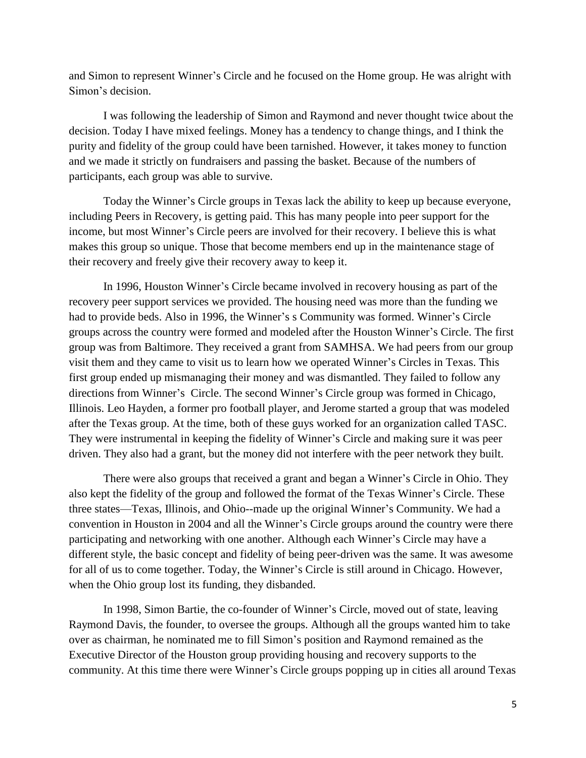and Simon to represent Winner's Circle and he focused on the Home group. He was alright with Simon's decision.

I was following the leadership of Simon and Raymond and never thought twice about the decision. Today I have mixed feelings. Money has a tendency to change things, and I think the purity and fidelity of the group could have been tarnished. However, it takes money to function and we made it strictly on fundraisers and passing the basket. Because of the numbers of participants, each group was able to survive.

Today the Winner's Circle groups in Texas lack the ability to keep up because everyone, including Peers in Recovery, is getting paid. This has many people into peer support for the income, but most Winner's Circle peers are involved for their recovery. I believe this is what makes this group so unique. Those that become members end up in the maintenance stage of their recovery and freely give their recovery away to keep it.

In 1996, Houston Winner's Circle became involved in recovery housing as part of the recovery peer support services we provided. The housing need was more than the funding we had to provide beds. Also in 1996, the Winner's s Community was formed. Winner's Circle groups across the country were formed and modeled after the Houston Winner's Circle. The first group was from Baltimore. They received a grant from SAMHSA. We had peers from our group visit them and they came to visit us to learn how we operated Winner's Circles in Texas. This first group ended up mismanaging their money and was dismantled. They failed to follow any directions from Winner's Circle. The second Winner's Circle group was formed in Chicago, Illinois. Leo Hayden, a former pro football player, and Jerome started a group that was modeled after the Texas group. At the time, both of these guys worked for an organization called TASC. They were instrumental in keeping the fidelity of Winner's Circle and making sure it was peer driven. They also had a grant, but the money did not interfere with the peer network they built.

There were also groups that received a grant and began a Winner's Circle in Ohio. They also kept the fidelity of the group and followed the format of the Texas Winner's Circle. These three states—Texas, Illinois, and Ohio--made up the original Winner's Community. We had a convention in Houston in 2004 and all the Winner's Circle groups around the country were there participating and networking with one another. Although each Winner's Circle may have a different style, the basic concept and fidelity of being peer-driven was the same. It was awesome for all of us to come together. Today, the Winner's Circle is still around in Chicago. However, when the Ohio group lost its funding, they disbanded.

In 1998, Simon Bartie, the co-founder of Winner's Circle, moved out of state, leaving Raymond Davis, the founder, to oversee the groups. Although all the groups wanted him to take over as chairman, he nominated me to fill Simon's position and Raymond remained as the Executive Director of the Houston group providing housing and recovery supports to the community. At this time there were Winner's Circle groups popping up in cities all around Texas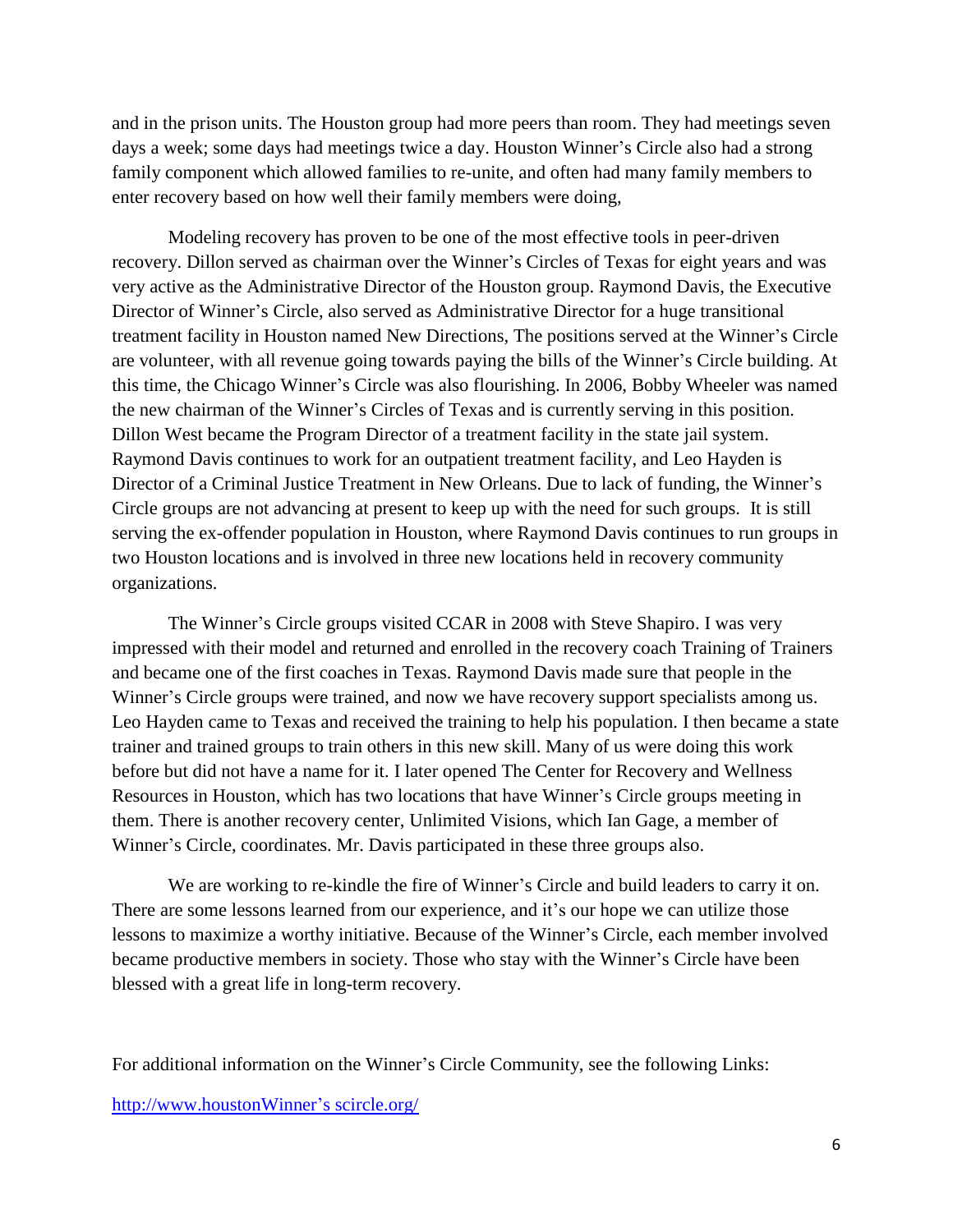and in the prison units. The Houston group had more peers than room. They had meetings seven days a week; some days had meetings twice a day. Houston Winner's Circle also had a strong family component which allowed families to re-unite, and often had many family members to enter recovery based on how well their family members were doing,

Modeling recovery has proven to be one of the most effective tools in peer-driven recovery. Dillon served as chairman over the Winner's Circles of Texas for eight years and was very active as the Administrative Director of the Houston group. Raymond Davis, the Executive Director of Winner's Circle, also served as Administrative Director for a huge transitional treatment facility in Houston named New Directions, The positions served at the Winner's Circle are volunteer, with all revenue going towards paying the bills of the Winner's Circle building. At this time, the Chicago Winner's Circle was also flourishing. In 2006, Bobby Wheeler was named the new chairman of the Winner's Circles of Texas and is currently serving in this position. Dillon West became the Program Director of a treatment facility in the state jail system. Raymond Davis continues to work for an outpatient treatment facility, and Leo Hayden is Director of a Criminal Justice Treatment in New Orleans. Due to lack of funding, the Winner's Circle groups are not advancing at present to keep up with the need for such groups. It is still serving the ex-offender population in Houston, where Raymond Davis continues to run groups in two Houston locations and is involved in three new locations held in recovery community organizations.

The Winner's Circle groups visited CCAR in 2008 with Steve Shapiro. I was very impressed with their model and returned and enrolled in the recovery coach Training of Trainers and became one of the first coaches in Texas. Raymond Davis made sure that people in the Winner's Circle groups were trained, and now we have recovery support specialists among us. Leo Hayden came to Texas and received the training to help his population. I then became a state trainer and trained groups to train others in this new skill. Many of us were doing this work before but did not have a name for it. I later opened The Center for Recovery and Wellness Resources in Houston, which has two locations that have Winner's Circle groups meeting in them. There is another recovery center, Unlimited Visions, which Ian Gage, a member of Winner's Circle, coordinates. Mr. Davis participated in these three groups also.

We are working to re-kindle the fire of Winner's Circle and build leaders to carry it on. There are some lessons learned from our experience, and it's our hope we can utilize those lessons to maximize a worthy initiative. Because of the Winner's Circle, each member involved became productive members in society. Those who stay with the Winner's Circle have been blessed with a great life in long-term recovery.

For additional information on the Winner's Circle Community, see the following Links:

http://www.houstonWinner's scircle.org/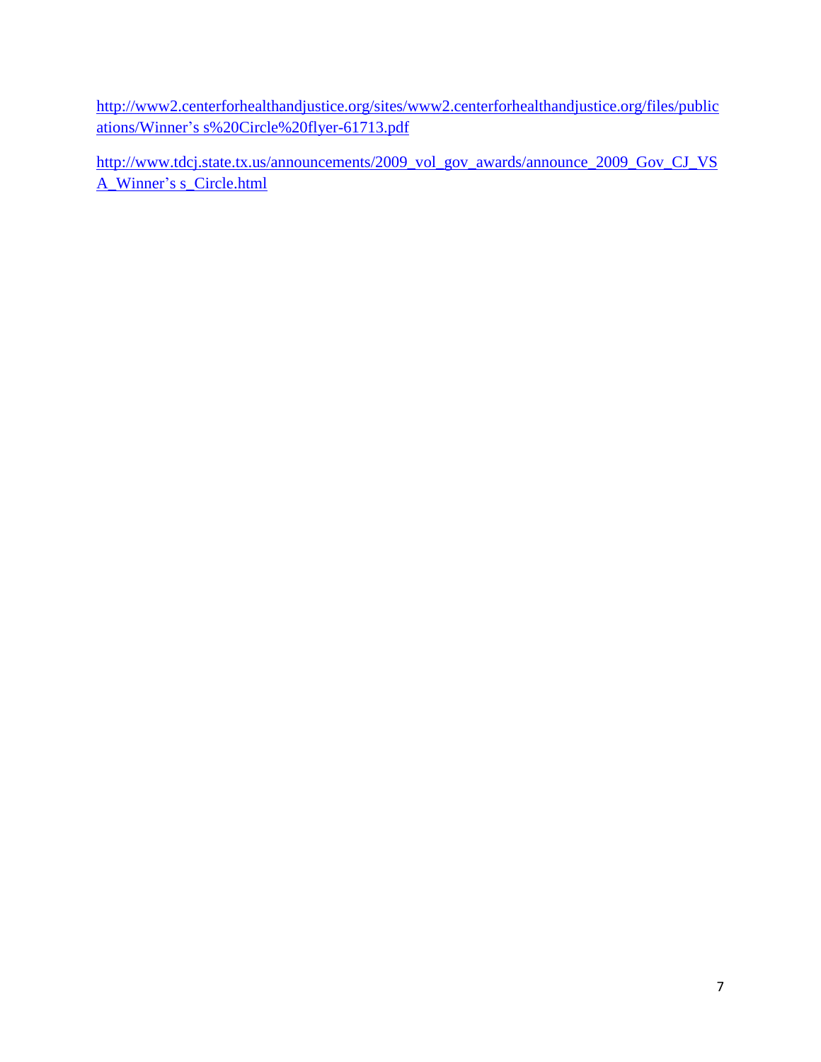http://www2.centerforhealthandjustice.org/sites/www2.centerforhealthandjustice.org/files/publications/Winner's s%20Circle%20flyer-61713.pdf

http://www.tdcj.state.tx.us/announcements/2009_vol_gov_awards/announce_2009_Gov_CJ_VSA_Winner's s_Circle.html